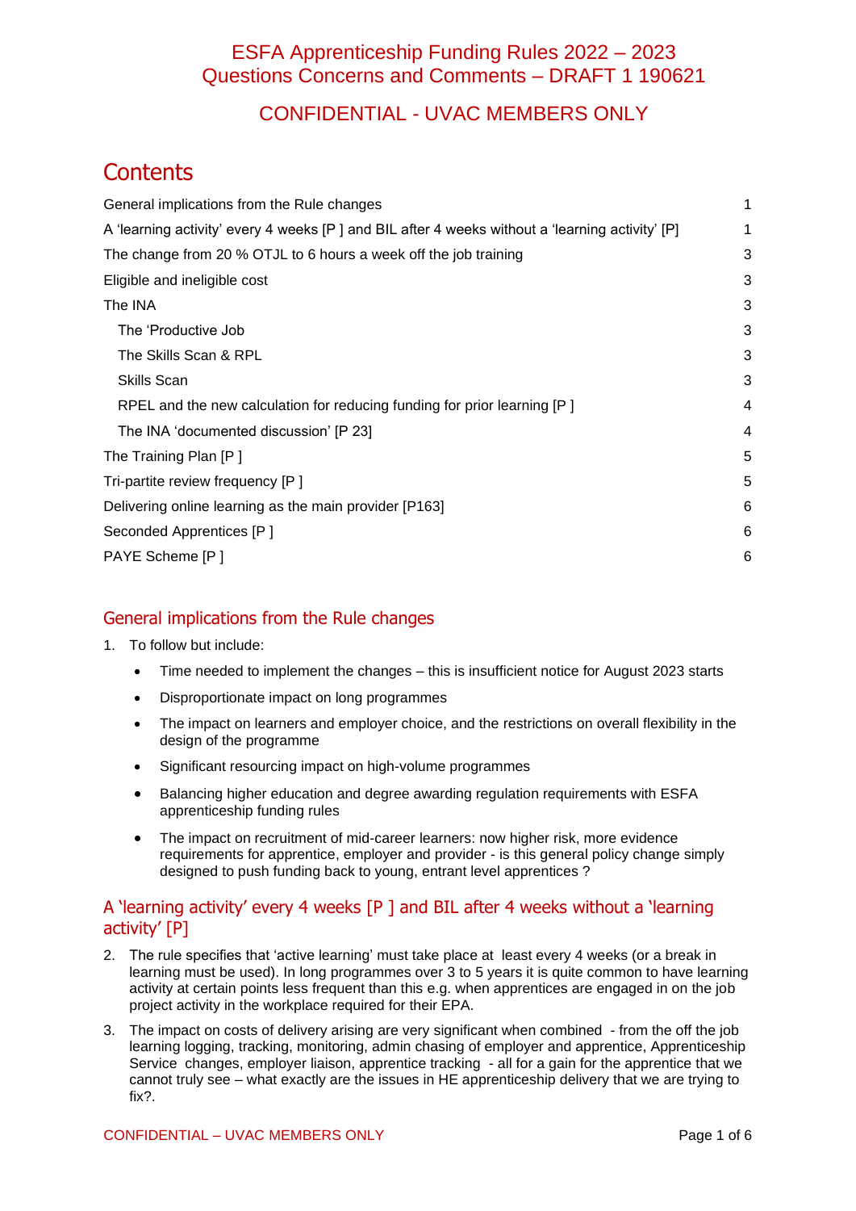# ESFA Apprenticeship Funding Rules 2022 – 2023
# Questions Concerns and Comments – DRAFT 1 190621

## CONFIDENTIAL - UVAC MEMBERS ONLY

## Contents

| | |
|---|---|
| General implications from the Rule changes | 1 |
| A 'learning activity' every 4 weeks [P ] and BIL after 4 weeks without a 'learning activity' [P] | 1 |
| The change from 20 % OTJL to 6 hours a week off the job training | 3 |
| Eligible and ineligible cost | 3 |
| The INA | 3 |
| The 'Productive Job | 3 |
| The Skills Scan & RPL | 3 |
| Skills Scan | 3 |
| RPEL and the new calculation for reducing funding for prior learning [P ] | 4 |
| The INA 'documented discussion' [P 23] | 4 |
| The Training Plan [P ] | 5 |
| Tri-partite review frequency [P ] | 5 |
| Delivering online learning as the main provider [P163] | 6 |
| Seconded Apprentices [P ] | 6 |
| PAYE Scheme [P ] | 6 |

## General implications from the Rule changes

1. To follow but include:
   - Time needed to implement the changes – this is insufficient notice for August 2023 starts
   - Disproportionate impact on long programmes
   - The impact on learners and employer choice, and the restrictions on overall flexibility in the design of the programme
   - Significant resourcing impact on high-volume programmes
   - Balancing higher education and degree awarding regulation requirements with ESFA apprenticeship funding rules
   - The impact on recruitment of mid-career learners: now higher risk, more evidence requirements for apprentice, employer and provider - is this general policy change simply designed to push funding back to young, entrant level apprentices ?

## A 'learning activity' every 4 weeks [P ] and BIL after 4 weeks without a 'learning activity' [P]

2. The rule specifies that 'active learning' must take place at least every 4 weeks (or a break in learning must be used). In long programmes over 3 to 5 years it is quite common to have learning activity at certain points less frequent than this e.g. when apprentices are engaged in on the job project activity in the workplace required for their EPA.
3. The impact on costs of delivery arising are very significant when combined - from the off the job learning logging, tracking, monitoring, admin chasing of employer and apprentice, Apprenticeship Service changes, employer liaison, apprentice tracking - all for a gain for the apprentice that we cannot truly see – what exactly are the issues in HE apprenticeship delivery that we are trying to fix?.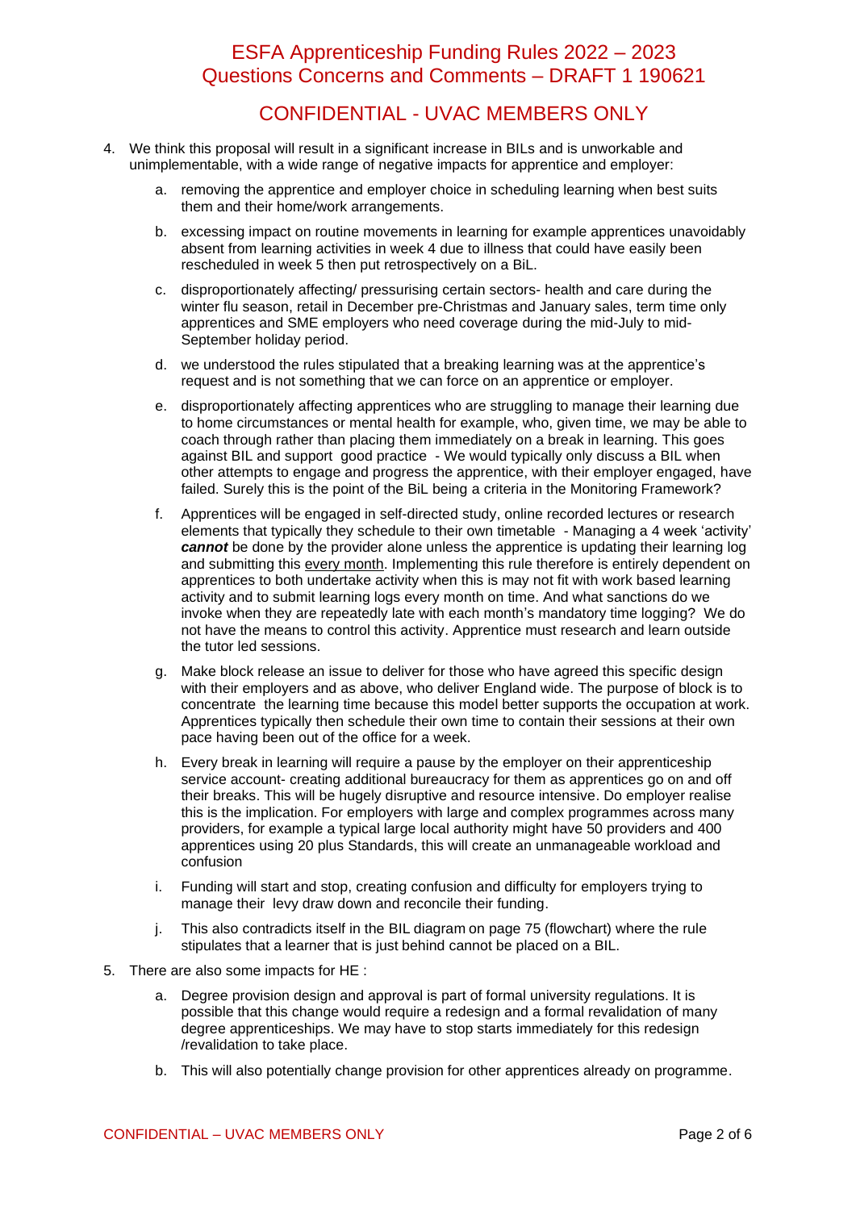4. We think this proposal will result in a significant increase in BILs and is unworkable and unimplementable, with a wide range of negative impacts for apprentice and employer:

    a. removing the apprentice and employer choice in scheduling learning when best suits them and their home/work arrangements.

    b. excessing impact on routine movements in learning for example apprentices unavoidably absent from learning activities in week 4 due to illness that could have easily been rescheduled in week 5 then put retrospectively on a BiL.

    c. disproportionately affecting/ pressurising certain sectors- health and care during the winter flu season, retail in December pre-Christmas and January sales, term time only apprentices and SME employers who need coverage during the mid-July to mid-September holiday period.

    d. we understood the rules stipulated that a breaking learning was at the apprentice's request and is not something that we can force on an apprentice or employer.

    e. disproportionately affecting apprentices who are struggling to manage their learning due to home circumstances or mental health for example, who, given time, we may be able to coach through rather than placing them immediately on a break in learning. This goes against BIL and support good practice - We would typically only discuss a BIL when other attempts to engage and progress the apprentice, with their employer engaged, have failed. Surely this is the point of the BiL being a criteria in the Monitoring Framework?

    f. Apprentices will be engaged in self-directed study, online recorded lectures or research elements that typically they schedule to their own timetable - Managing a 4 week 'activity' ***cannot*** be done by the provider alone unless the apprentice is updating their learning log and submitting this <u>every month</u>. Implementing this rule therefore is entirely dependent on apprentices to both undertake activity when this is may not fit with work based learning activity and to submit learning logs every month on time. And what sanctions do we invoke when they are repeatedly late with each month's mandatory time logging? We do not have the means to control this activity. Apprentice must research and learn outside the tutor led sessions.

    g. Make block release an issue to deliver for those who have agreed this specific design with their employers and as above, who deliver England wide. The purpose of block is to concentrate the learning time because this model better supports the occupation at work. Apprentices typically then schedule their own time to contain their sessions at their own pace having been out of the office for a week.

    h. Every break in learning will require a pause by the employer on their apprenticeship service account- creating additional bureaucracy for them as apprentices go on and off their breaks. This will be hugely disruptive and resource intensive. Do employer realise this is the implication. For employers with large and complex programmes across many providers, for example a typical large local authority might have 50 providers and 400 apprentices using 20 plus Standards, this will create an unmanageable workload and confusion

    i. Funding will start and stop, creating confusion and difficulty for employers trying to manage their levy draw down and reconcile their funding.

    j. This also contradicts itself in the BIL diagram on page 75 (flowchart) where the rule stipulates that a learner that is just behind cannot be placed on a BIL.

5. There are also some impacts for HE :

    a. Degree provision design and approval is part of formal university regulations. It is possible that this change would require a redesign and a formal revalidation of many degree apprenticeships. We may have to stop starts immediately for this redesign /revalidation to take place.

    b. This will also potentially change provision for other apprentices already on programme.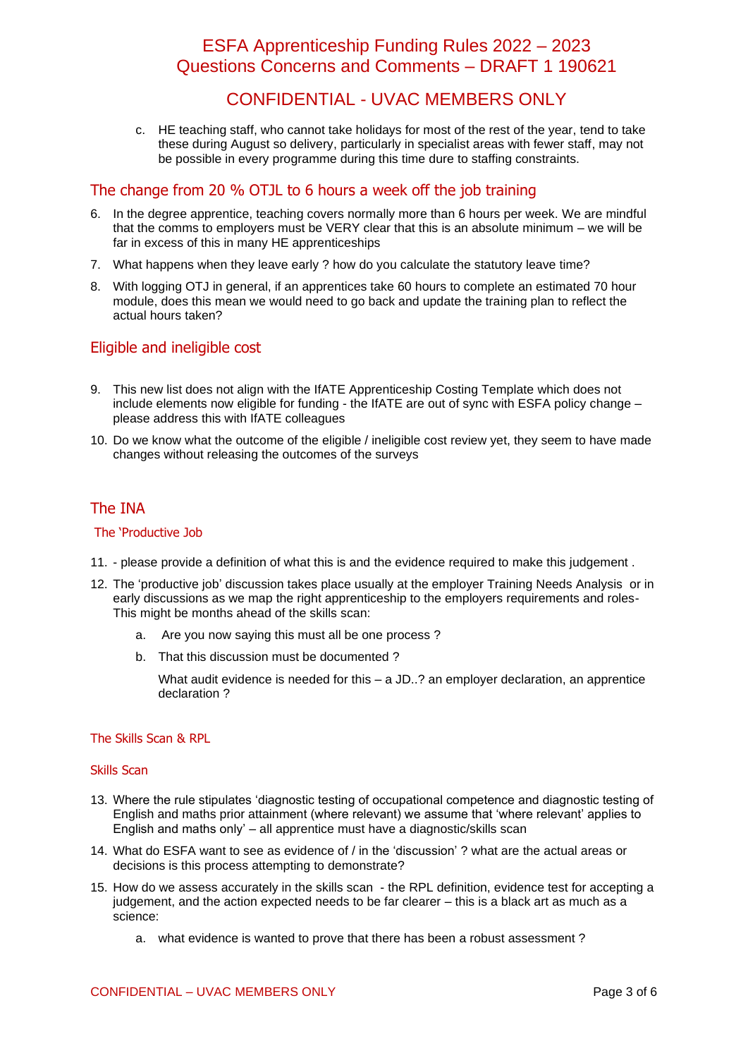c. HE teaching staff, who cannot take holidays for most of the rest of the year, tend to take these during August so delivery, particularly in specialist areas with fewer staff, may not be possible in every programme during this time dure to staffing constraints.

## The change from 20 % OTJL to 6 hours a week off the job training

6. In the degree apprentice, teaching covers normally more than 6 hours per week. We are mindful that the comms to employers must be VERY clear that this is an absolute minimum – we will be far in excess of this in many HE apprenticeships
7. What happens when they leave early ? how do you calculate the statutory leave time?
8. With logging OTJ in general, if an apprentices take 60 hours to complete an estimated 70 hour module, does this mean we would need to go back and update the training plan to reflect the actual hours taken?

## Eligible and ineligible cost

9. This new list does not align with the IfATE Apprenticeship Costing Template which does not include elements now eligible for funding - the IfATE are out of sync with ESFA policy change – please address this with IfATE colleagues
10. Do we know what the outcome of the eligible / ineligible cost review yet, they seem to have made changes without releasing the outcomes of the surveys

## The INA

### The 'Productive Job

11. - please provide a definition of what this is and the evidence required to make this judgement .
12. The 'productive job' discussion takes place usually at the employer Training Needs Analysis or in early discussions as we map the right apprenticeship to the employers requirements and roles- This might be months ahead of the skills scan:
    a. Are you now saying this must all be one process ?
    b. That this discussion must be documented ?

       What audit evidence is needed for this – a JD..? an employer declaration, an apprentice declaration ?

### The Skills Scan & RPL

### Skills Scan

13. Where the rule stipulates 'diagnostic testing of occupational competence and diagnostic testing of English and maths prior attainment (where relevant) we assume that 'where relevant' applies to English and maths only' – all apprentice must have a diagnostic/skills scan
14. What do ESFA want to see as evidence of / in the 'discussion' ? what are the actual areas or decisions is this process attempting to demonstrate?
15. How do we assess accurately in the skills scan - the RPL definition, evidence test for accepting a judgement, and the action expected needs to be far clearer – this is a black art as much as a science:
    a. what evidence is wanted to prove that there has been a robust assessment ?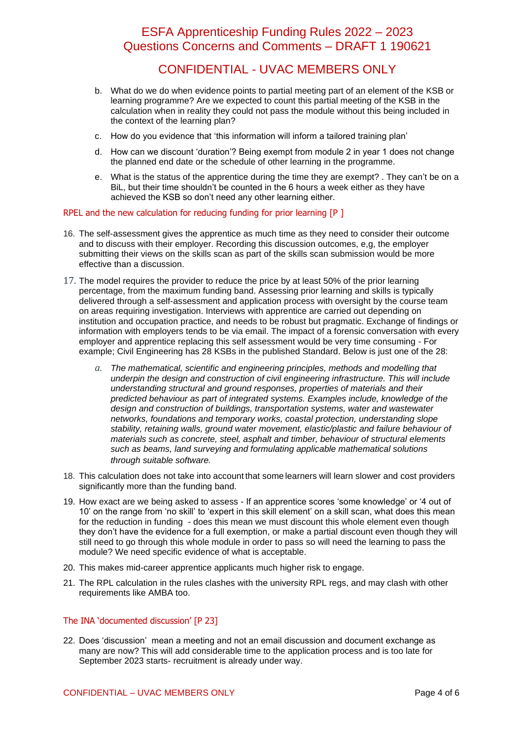b. What do we do when evidence points to partial meeting part of an element of the KSB or learning programme? Are we expected to count this partial meeting of the KSB in the calculation when in reality they could not pass the module without this being included in the context of the learning plan?

c. How do you evidence that 'this information will inform a tailored training plan'

d. How can we discount 'duration'? Being exempt from module 2 in year 1 does not change the planned end date or the schedule of other learning in the programme.

e. What is the status of the apprentice during the time they are exempt? . They can't be on a BiL, but their time shouldn't be counted in the 6 hours a week either as they have achieved the KSB so don't need any other learning either.

### RPEL and the new calculation for reducing funding for prior learning [P ]

16. The self-assessment gives the apprentice as much time as they need to consider their outcome and to discuss with their employer. Recording this discussion outcomes, e,g, the employer submitting their views on the skills scan as part of the skills scan submission would be more effective than a discussion.
17. The model requires the provider to reduce the price by at least 50% of the prior learning percentage, from the maximum funding band. Assessing prior learning and skills is typically delivered through a self-assessment and application process with oversight by the course team on areas requiring investigation. Interviews with apprentice are carried out depending on institution and occupation practice, and needs to be robust but pragmatic. Exchange of findings or information with employers tends to be via email. The impact of a forensic conversation with every employer and apprentice replacing this self assessment would be very time consuming - For example; Civil Engineering has 28 KSBs in the published Standard. Below is just one of the 28:

    a. *The mathematical, scientific and engineering principles, methods and modelling that underpin the design and construction of civil engineering infrastructure. This will include understanding structural and ground responses, properties of materials and their predicted behaviour as part of integrated systems. Examples include, knowledge of the design and construction of buildings, transportation systems, water and wastewater networks, foundations and temporary works, coastal protection, understanding slope stability, retaining walls, ground water movement, elastic/plastic and failure behaviour of materials such as concrete, steel, asphalt and timber, behaviour of structural elements such as beams, land surveying and formulating applicable mathematical solutions through suitable software.*

18. This calculation does not take into account that some learners will learn slower and cost providers significantly more than the funding band.
19. How exact are we being asked to assess - If an apprentice scores 'some knowledge' or '4 out of 10' on the range from 'no skill' to 'expert in this skill element' on a skill scan, what does this mean for the reduction in funding - does this mean we must discount this whole element even though they don't have the evidence for a full exemption, or make a partial discount even though they will still need to go through this whole module in order to pass so will need the learning to pass the module? We need specific evidence of what is acceptable.
20. This makes mid-career apprentice applicants much higher risk to engage.
21. The RPL calculation in the rules clashes with the university RPL regs, and may clash with other requirements like AMBA too.

### The INA 'documented discussion' [P 23]

22. Does 'discussion' mean a meeting and not an email discussion and document exchange as many are now? This will add considerable time to the application process and is too late for September 2023 starts- recruitment is already under way.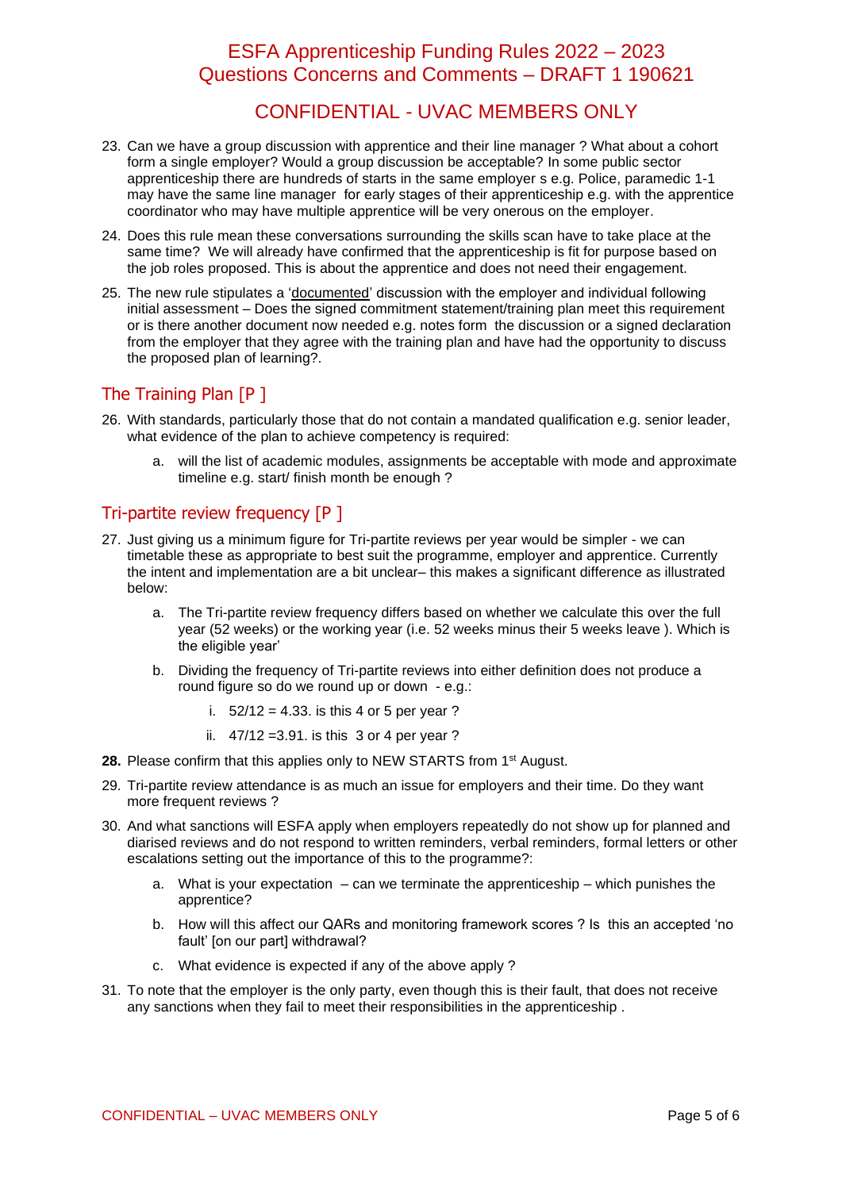23. Can we have a group discussion with apprentice and their line manager ? What about a cohort form a single employer? Would a group discussion be acceptable? In some public sector apprenticeship there are hundreds of starts in the same employer s e.g. Police, paramedic 1-1 may have the same line manager for early stages of their apprenticeship e.g. with the apprentice coordinator who may have multiple apprentice will be very onerous on the employer.

24. Does this rule mean these conversations surrounding the skills scan have to take place at the same time? We will already have confirmed that the apprenticeship is fit for purpose based on the job roles proposed. This is about the apprentice and does not need their engagement.

25. The new rule stipulates a '<u>documented</u>' discussion with the employer and individual following initial assessment – Does the signed commitment statement/training plan meet this requirement or is there another document now needed e.g. notes form the discussion or a signed declaration from the employer that they agree with the training plan and have had the opportunity to discuss the proposed plan of learning?.

## The Training Plan [P ]

26. With standards, particularly those that do not contain a mandated qualification e.g. senior leader, what evidence of the plan to achieve competency is required:
    a. will the list of academic modules, assignments be acceptable with mode and approximate timeline e.g. start/ finish month be enough ?

## Tri-partite review frequency [P ]

27. Just giving us a minimum figure for Tri-partite reviews per year would be simpler - we can timetable these as appropriate to best suit the programme, employer and apprentice. Currently the intent and implementation are a bit unclear– this makes a significant difference as illustrated below:
    a. The Tri-partite review frequency differs based on whether we calculate this over the full year (52 weeks) or the working year (i.e. 52 weeks minus their 5 weeks leave ). Which is the eligible year'
    b. Dividing the frequency of Tri-partite reviews into either definition does not produce a round figure so do we round up or down - e.g.:
        i. 52/12 = 4.33. is this 4 or 5 per year ?
        ii. 47/12 =3.91. is this 3 or 4 per year ?

28. Please confirm that this applies only to NEW STARTS from 1st August.

29. Tri-partite review attendance is as much an issue for employers and their time. Do they want more frequent reviews ?

30. And what sanctions will ESFA apply when employers repeatedly do not show up for planned and diarised reviews and do not respond to written reminders, verbal reminders, formal letters or other escalations setting out the importance of this to the programme?:
    a. What is your expectation – can we terminate the apprenticeship – which punishes the apprentice?
    b. How will this affect our QARs and monitoring framework scores ? Is this an accepted 'no fault' [on our part] withdrawal?
    c. What evidence is expected if any of the above apply ?

31. To note that the employer is the only party, even though this is their fault, that does not receive any sanctions when they fail to meet their responsibilities in the apprenticeship .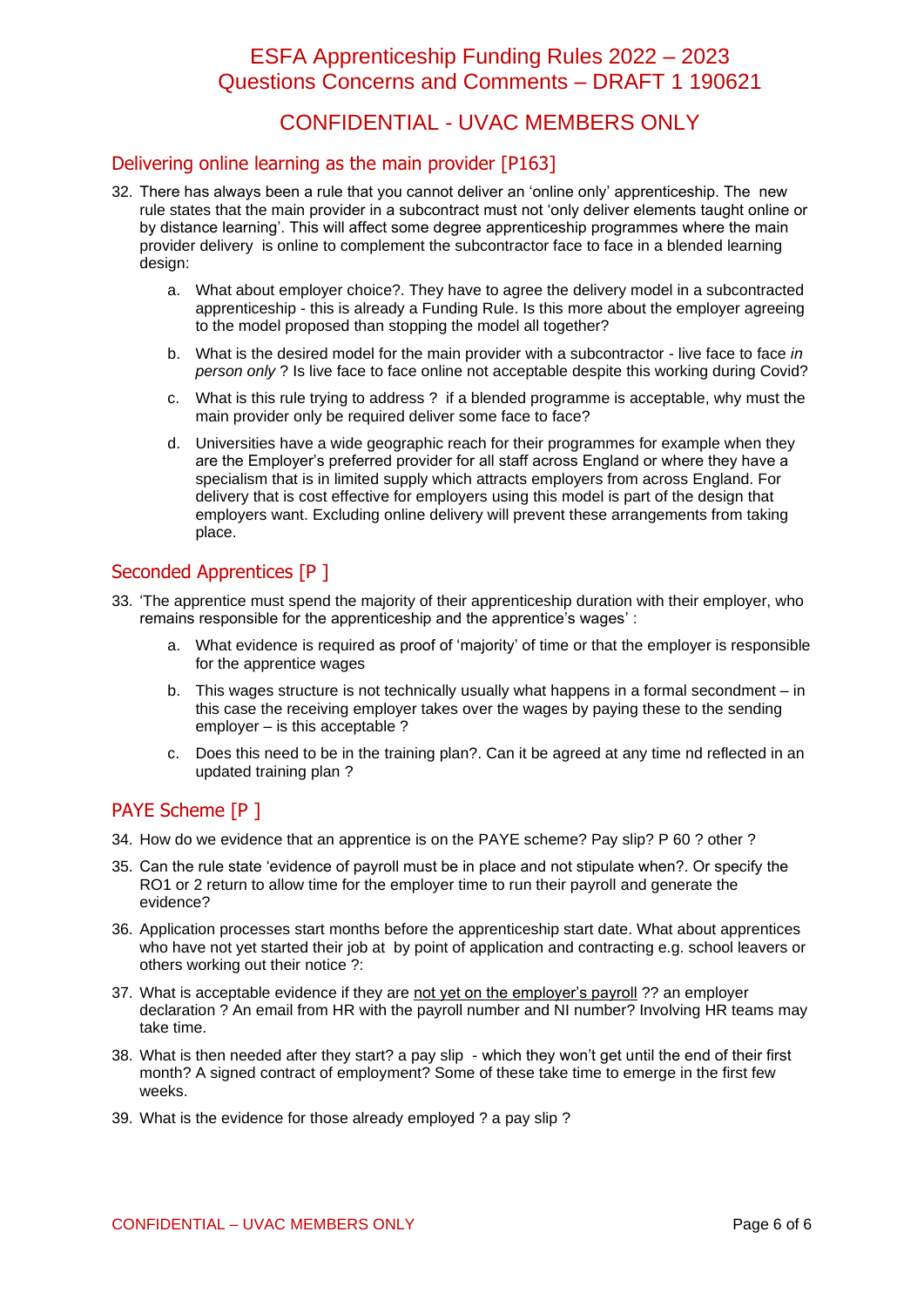# ESFA Apprenticeship Funding Rules 2022 – 2023
# Questions Concerns and Comments – DRAFT 1 190621

## CONFIDENTIAL - UVAC MEMBERS ONLY

### Delivering online learning as the main provider [P163]

32. There has always been a rule that you cannot deliver an 'online only' apprenticeship. The new rule states that the main provider in a subcontract must not 'only deliver elements taught online or by distance learning'. This will affect some degree apprenticeship programmes where the main provider delivery is online to complement the subcontractor face to face in a blended learning design:

    a. What about employer choice?. They have to agree the delivery model in a subcontracted apprenticeship - this is already a Funding Rule. Is this more about the employer agreeing to the model proposed than stopping the model all together?

    b. What is the desired model for the main provider with a subcontractor - live face to face *in person only* ? Is live face to face online not acceptable despite this working during Covid?

    c. What is this rule trying to address ? if a blended programme is acceptable, why must the main provider only be required deliver some face to face?

    d. Universities have a wide geographic reach for their programmes for example when they are the Employer's preferred provider for all staff across England or where they have a specialism that is in limited supply which attracts employers from across England. For delivery that is cost effective for employers using this model is part of the design that employers want. Excluding online delivery will prevent these arrangements from taking place.

### Seconded Apprentices [P ]

33. 'The apprentice must spend the majority of their apprenticeship duration with their employer, who remains responsible for the apprenticeship and the apprentice's wages' :

    a. What evidence is required as proof of 'majority' of time or that the employer is responsible for the apprentice wages

    b. This wages structure is not technically usually what happens in a formal secondment – in this case the receiving employer takes over the wages by paying these to the sending employer – is this acceptable ?

    c. Does this need to be in the training plan?. Can it be agreed at any time nd reflected in an updated training plan ?

### PAYE Scheme [P ]

34. How do we evidence that an apprentice is on the PAYE scheme? Pay slip? P 60 ? other ?

35. Can the rule state 'evidence of payroll must be in place and not stipulate when?. Or specify the RO1 or 2 return to allow time for the employer time to run their payroll and generate the evidence?

36. Application processes start months before the apprenticeship start date. What about apprentices who have not yet started their job at by point of application and contracting e.g. school leavers or others working out their notice ?:

37. What is acceptable evidence if they are <u>not yet on the employer's payroll</u> ?? an employer declaration ? An email from HR with the payroll number and NI number? Involving HR teams may take time.

38. What is then needed after they start? a pay slip - which they won't get until the end of their first month? A signed contract of employment? Some of these take time to emerge in the first few weeks.

39. What is the evidence for those already employed ? a pay slip ?